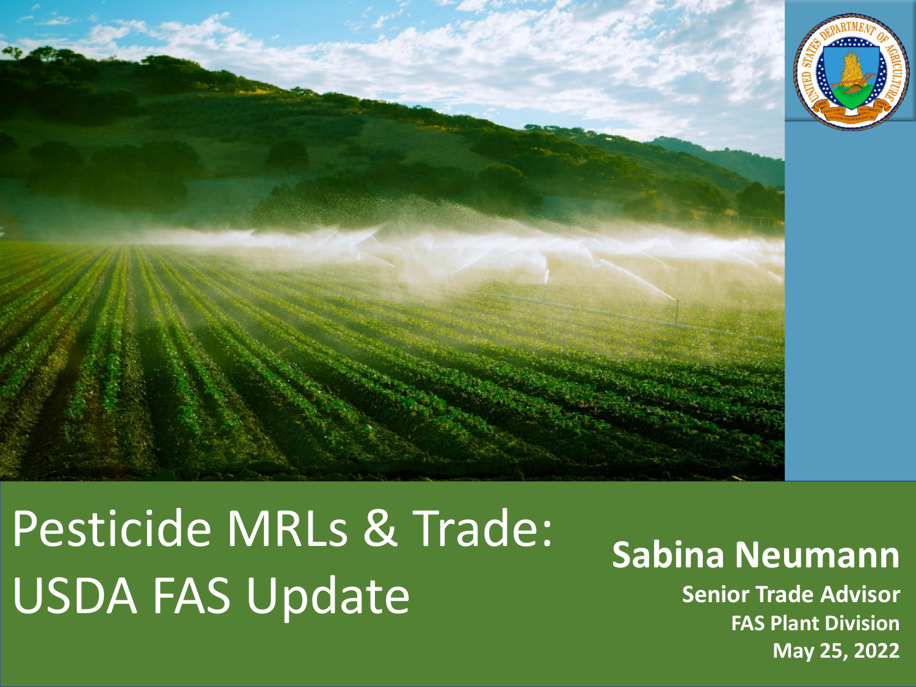# Pesticide MRLs & Trade: USDA FAS Update

**Sabina Neumann**

**Senior Trade Advisor**

**FAS Plant Division**

**May 25, 2022**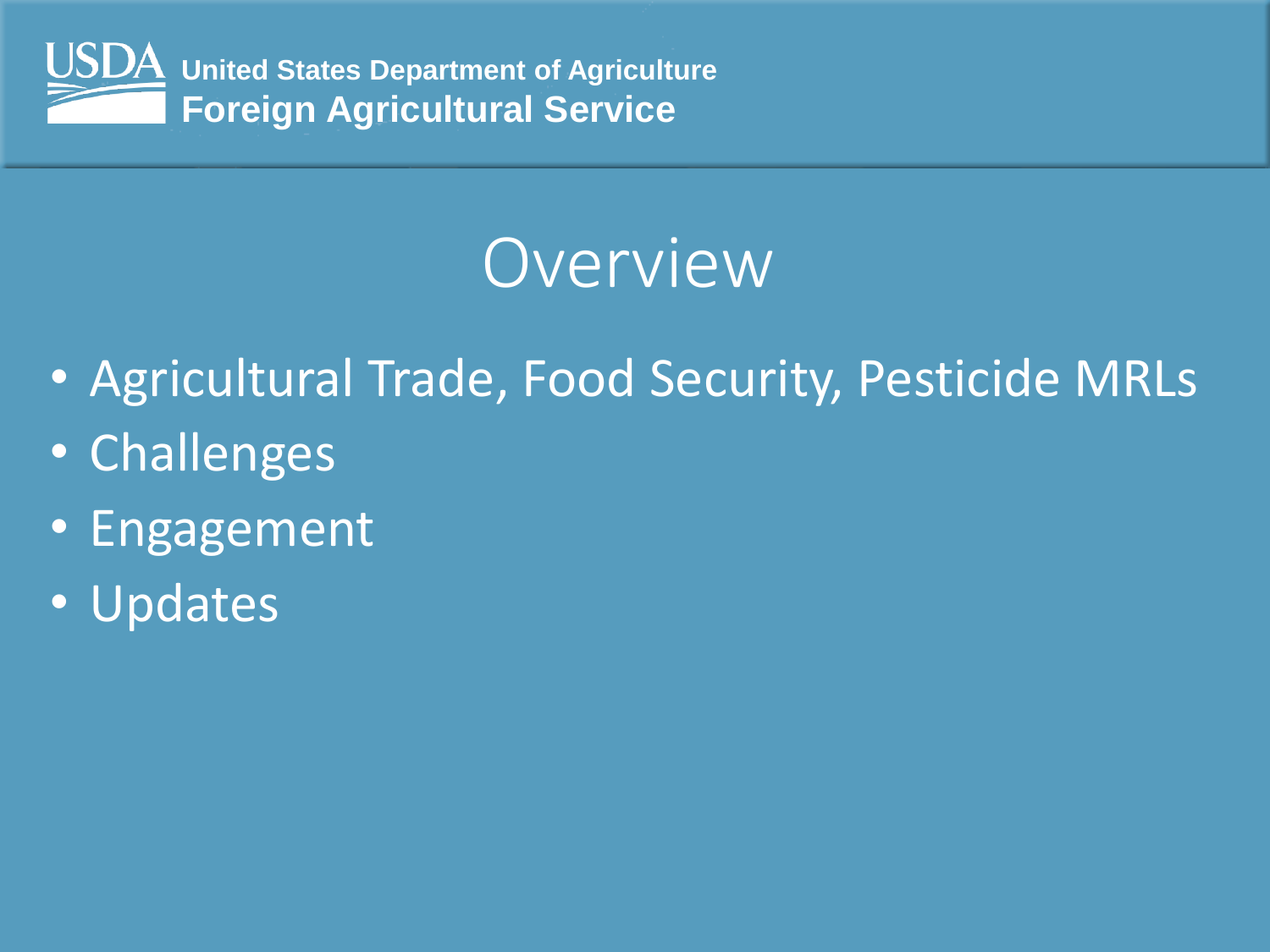# Overview

- Agricultural Trade, Food Security, Pesticide MRLs
- Challenges
- Engagement
- Updates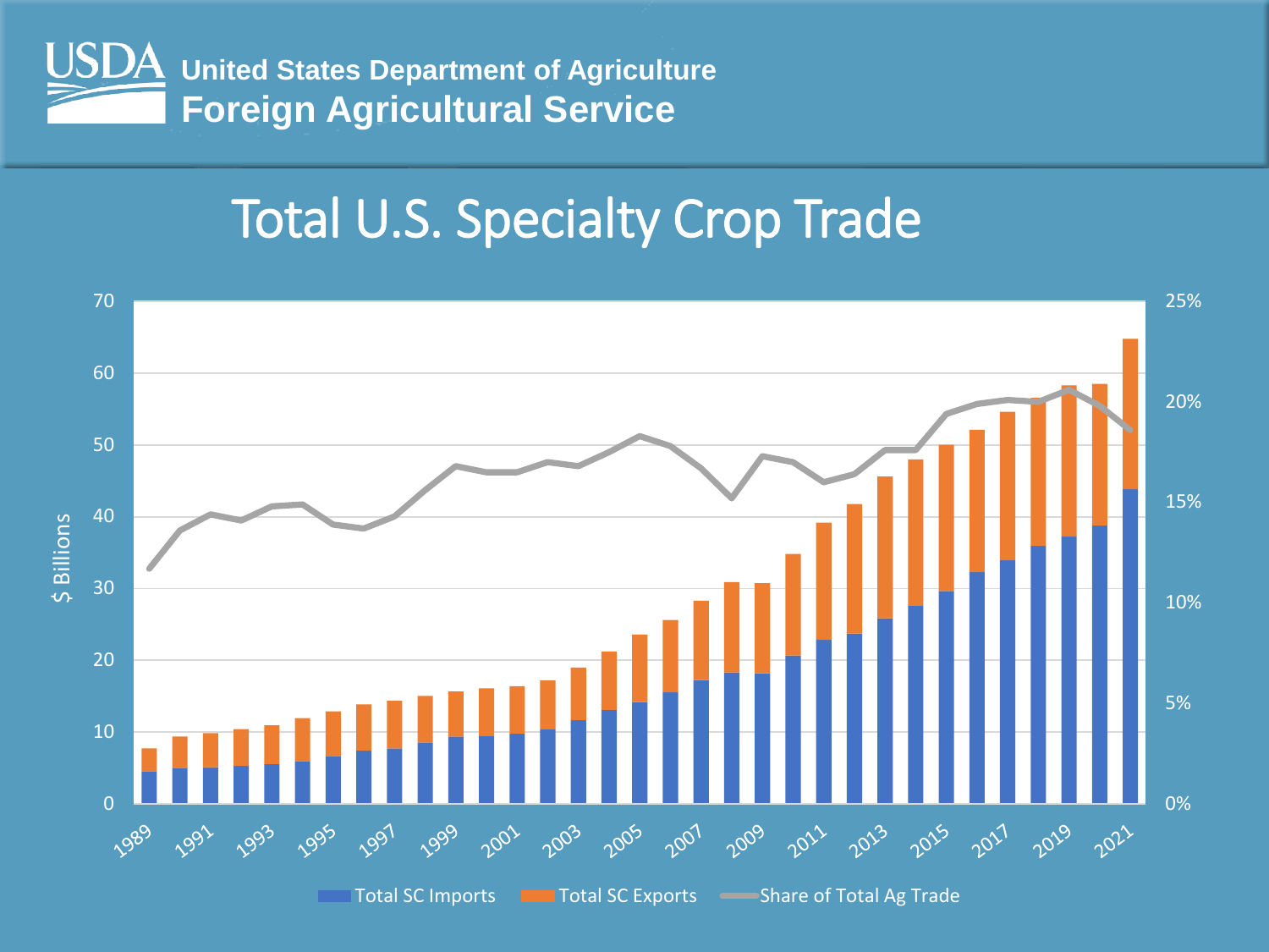United States Department of Agriculture
Foreign Agricultural Service

# Total U.S. Specialty Crop Trade

Legend: Total SC Imports, Total SC Exports, Share of Total Ag Trade

Left axis: $ Billions (0–70). Right axis: 0%–25%. Years: 1989–2021.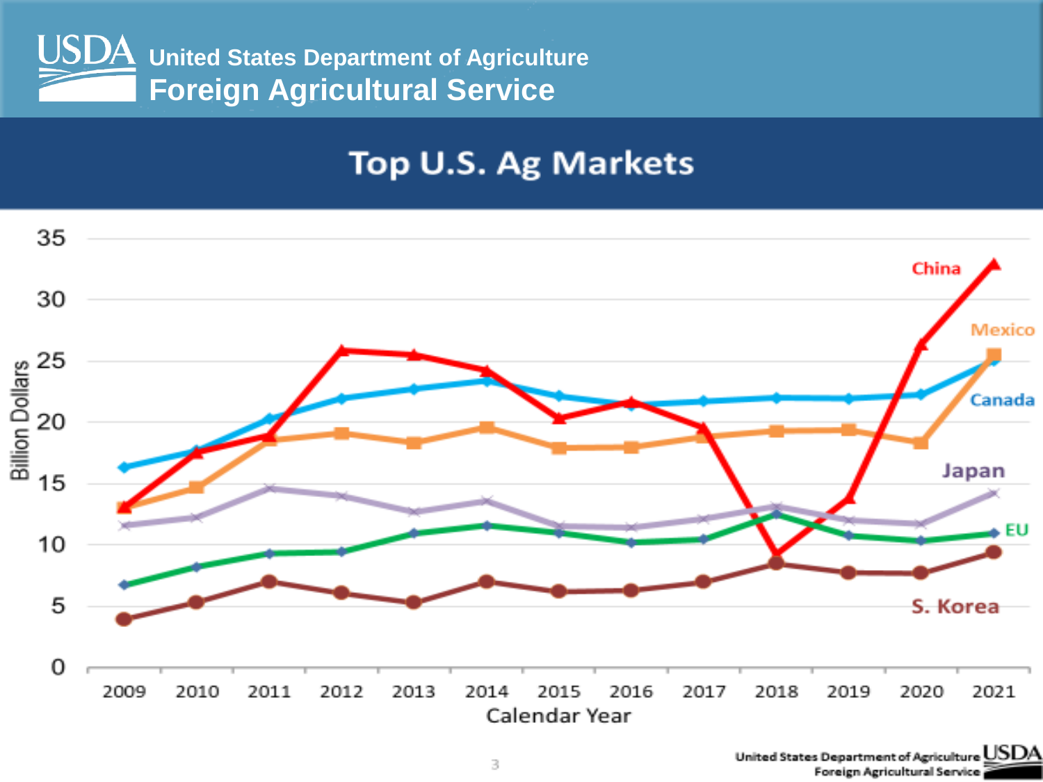United States Department of Agriculture
Foreign Agricultural Service

# Top U.S. Ag Markets

Billion Dollars

Calendar Year

China, Mexico, Canada, Japan, EU, S. Korea

2009 2010 2011 2012 2013 2014 2015 2016 2017 2018 2019 2020 2021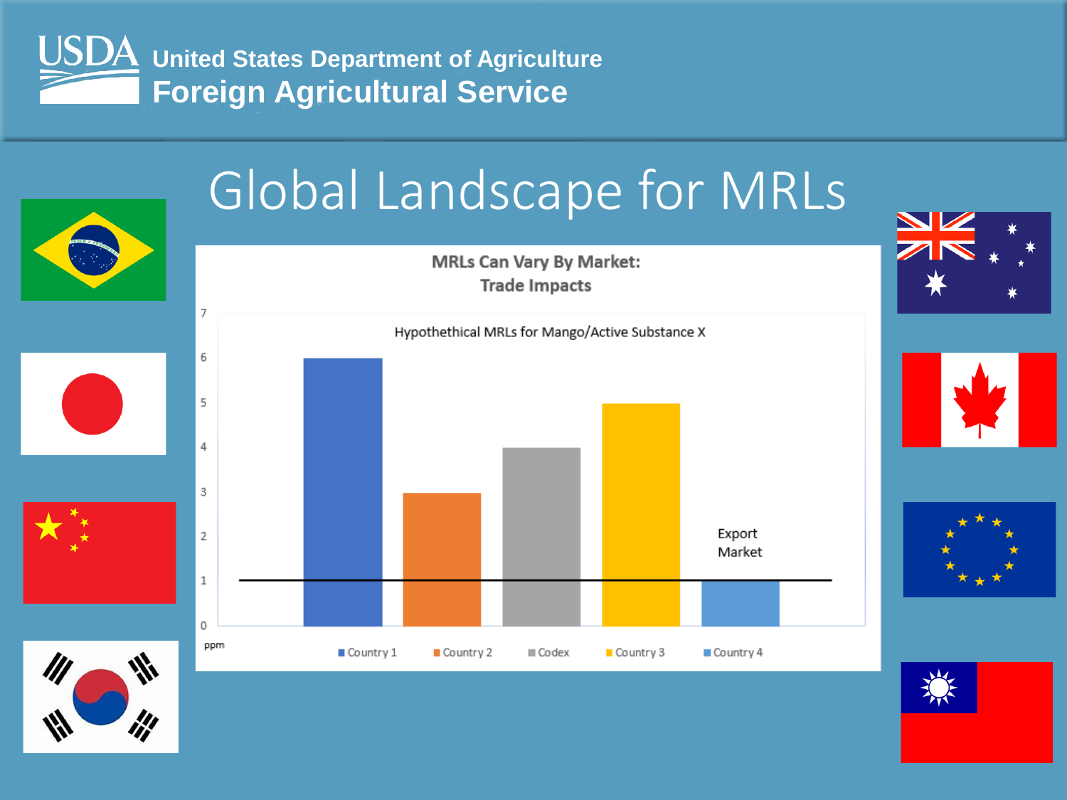**United States Department of Agriculture**
**Foreign Agricultural Service**

# Global Landscape for MRLs

**MRLs Can Vary By Market: Trade Impacts**

Hypothethical MRLs for Mango/Active Substance X

| Market | MRL (ppm) |
| --- | --- |
| Country 1 | 6 |
| Country 2 | 3 |
| Codex | 4 |
| Country 3 | 5 |
| Country 4 | 1 |

Export Market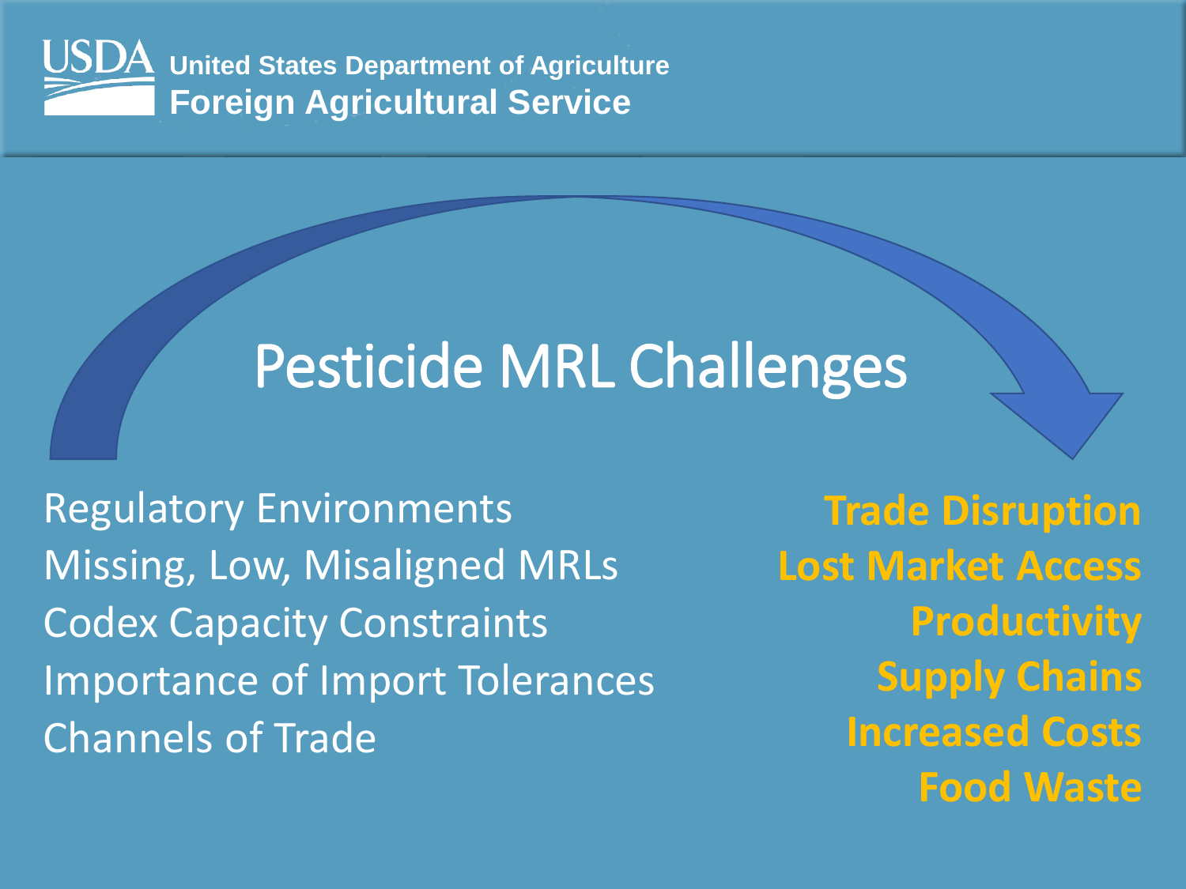# Pesticide MRL Challenges

Regulatory Environments
Missing, Low, Misaligned MRLs
Codex Capacity Constraints
Importance of Import Tolerances
Channels of Trade

**Trade Disruption**
**Lost Market Access**
**Productivity**
**Supply Chains**
**Increased Costs**
**Food Waste**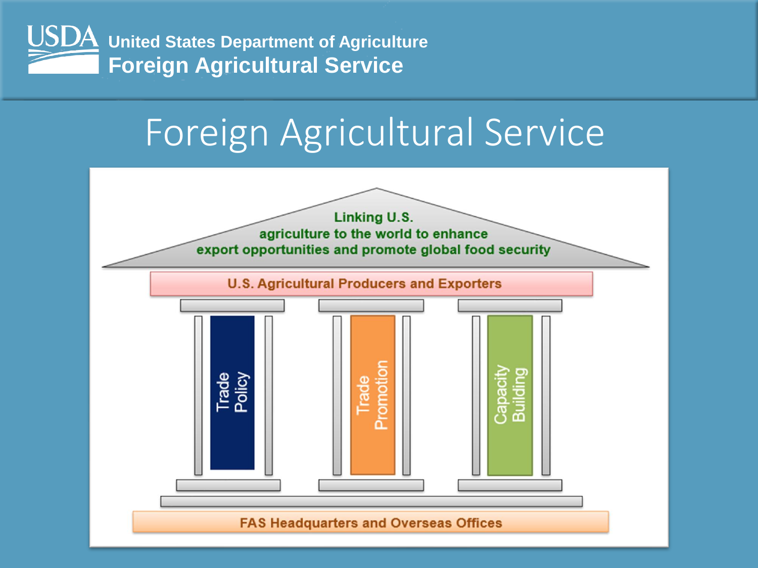# Foreign Agricultural Service

Linking U.S. agriculture to the world to enhance export opportunities and promote global food security

U.S. Agricultural Producers and Exporters

- Trade Policy
- Trade Promotion
- Capacity Building

FAS Headquarters and Overseas Offices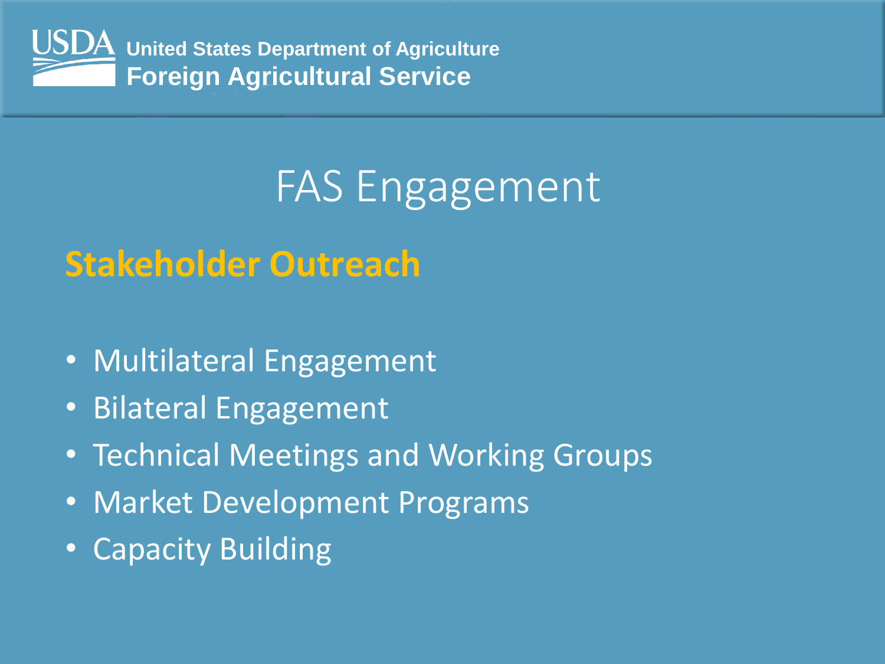United States Department of Agriculture
Foreign Agricultural Service

# FAS Engagement

## Stakeholder Outreach

- Multilateral Engagement
- Bilateral Engagement
- Technical Meetings and Working Groups
- Market Development Programs
- Capacity Building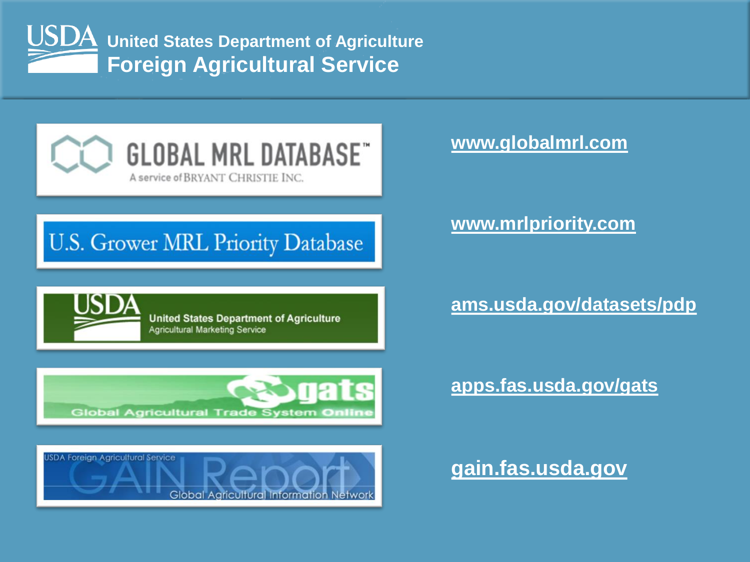**United States Department of Agriculture**
**Foreign Agricultural Service**

| Resource | Link |
| --- | --- |
| GLOBAL MRL DATABASE™ — A service of Bryant Christie Inc. | www.globalmrl.com |
| U.S. Grower MRL Priority Database | www.mrlpriority.com |
| United States Department of Agriculture — Agricultural Marketing Service | ams.usda.gov/datasets/pdp |
| gats — Global Agricultural Trade System Online | apps.fas.usda.gov/gats |
| USDA Foreign Agricultural Service GAIN Report — Global Agricultural Information Network | gain.fas.usda.gov |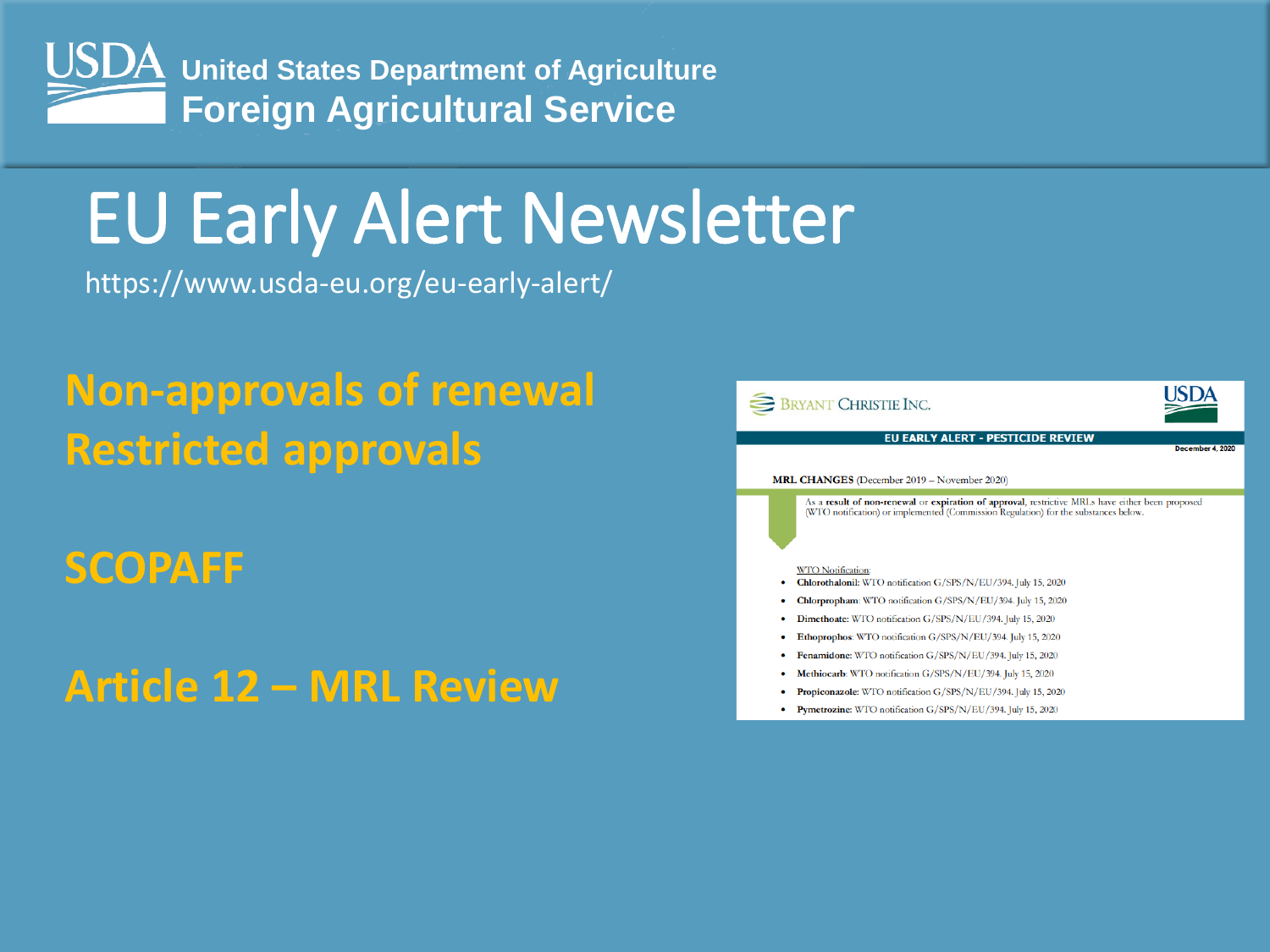United States Department of Agriculture
Foreign Agricultural Service

# EU Early Alert Newsletter

https://www.usda-eu.org/eu-early-alert/

## Non-approvals of renewal
## Restricted approvals

## SCOPAFF

## Article 12 – MRL Review

BRYANT CHRISTIE INC.

USDA

**EU EARLY ALERT - PESTICIDE REVIEW**

**December 4, 2020**

**MRL CHANGES** (December 2019 – November 2020)

As a result of **non-renewal** or **expiration of approval**, restrictive MRLs have either been proposed (WTO notification) or implemented (Commission Regulation) for the substances below.

WTO Notification:

- **Chlorothalonil:** WTO notification G/SPS/N/EU/394. July 15, 2020
- **Chlorpropham**: WTO notification G/SPS/N/EU/394. July 15, 2020
- **Dimethoate:** WTO notification G/SPS/N/EU/394. July 15, 2020
- **Ethoprophos**: WTO notification G/SPS/N/EU/394. July 15, 2020
- **Fenamidone:** WTO notification G/SPS/N/EU/394. July 15, 2020
- **Methiocarb**: WTO notification G/SPS/N/EU/394. July 15, 2020
- **Propiconazole:** WTO notification G/SPS/N/EU/394. July 15, 2020
- **Pymetrozine:** WTO notification G/SPS/N/EU/394. July 15, 2020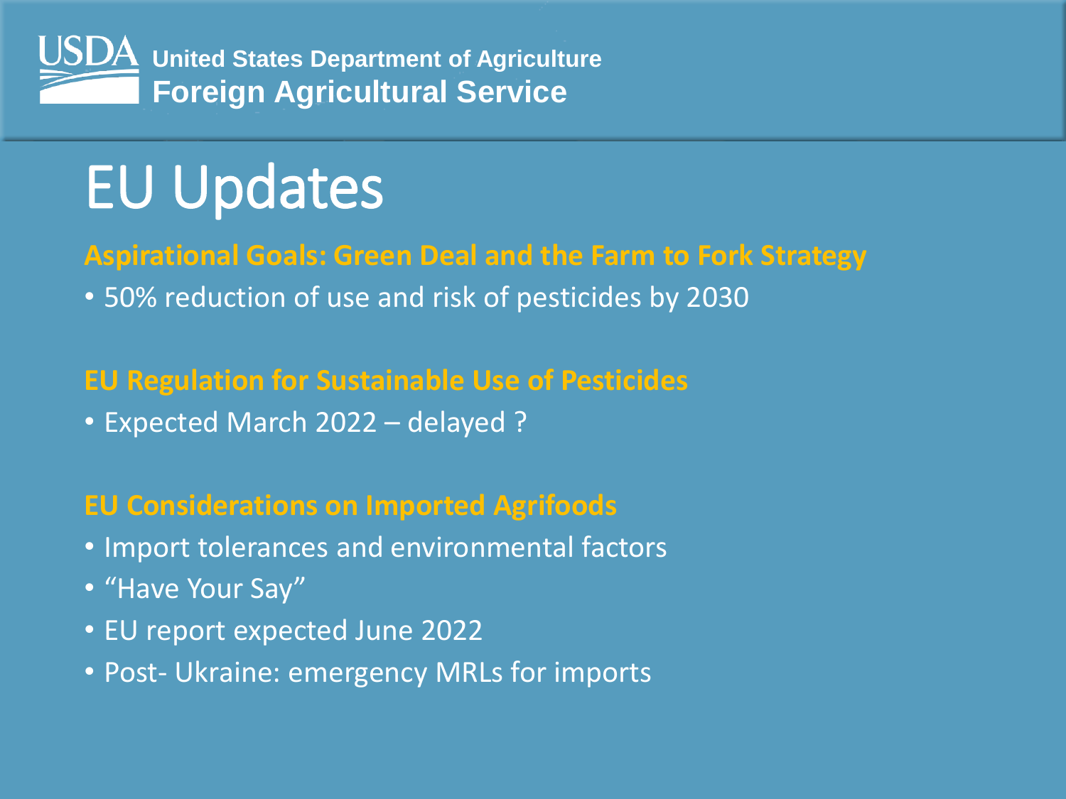# EU Updates

### Aspirational Goals: Green Deal and the Farm to Fork Strategy

- 50% reduction of use and risk of pesticides by 2030

### EU Regulation for Sustainable Use of Pesticides

- Expected March 2022 – delayed ?

### EU Considerations on Imported Agrifoods

- Import tolerances and environmental factors
- "Have Your Say"
- EU report expected June 2022
- Post- Ukraine: emergency MRLs for imports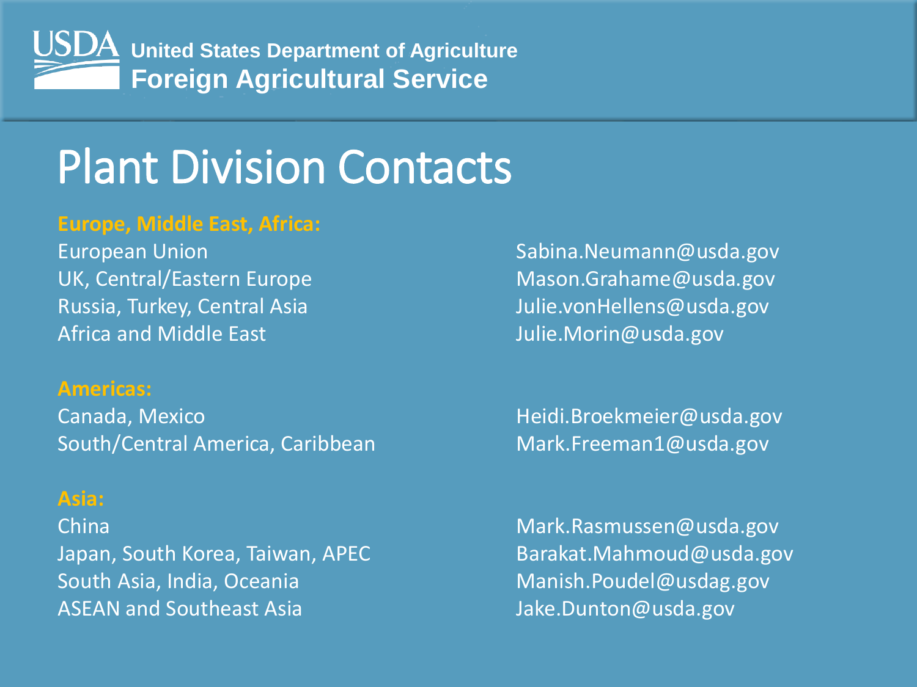United States Department of Agriculture
Foreign Agricultural Service

# Plant Division Contacts

**Europe, Middle East, Africa:**

| | |
|---|---|
| European Union | Sabina.Neumann@usda.gov |
| UK, Central/Eastern Europe | Mason.Grahame@usda.gov |
| Russia, Turkey, Central Asia | Julie.vonHellens@usda.gov |
| Africa and Middle East | Julie.Morin@usda.gov |

**Americas:**

| | |
|---|---|
| Canada, Mexico | Heidi.Broekmeier@usda.gov |
| South/Central America, Caribbean | Mark.Freeman1@usda.gov |

**Asia:**

| | |
|---|---|
| China | Mark.Rasmussen@usda.gov |
| Japan, South Korea, Taiwan, APEC | Barakat.Mahmoud@usda.gov |
| South Asia, India, Oceania | Manish.Poudel@usdag.gov |
| ASEAN and Southeast Asia | Jake.Dunton@usda.gov |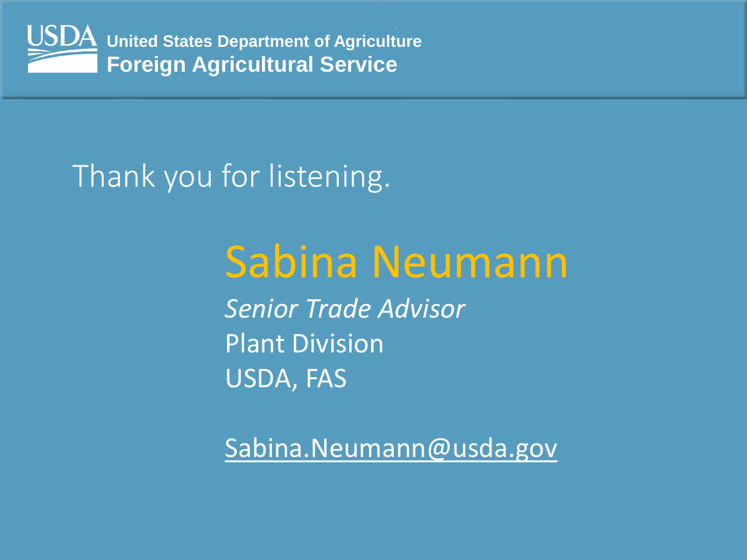United States Department of Agriculture
**Foreign Agricultural Service**

Thank you for listening.

## Sabina Neumann

*Senior Trade Advisor*

Plant Division

USDA, FAS

Sabina.Neumann@usda.gov